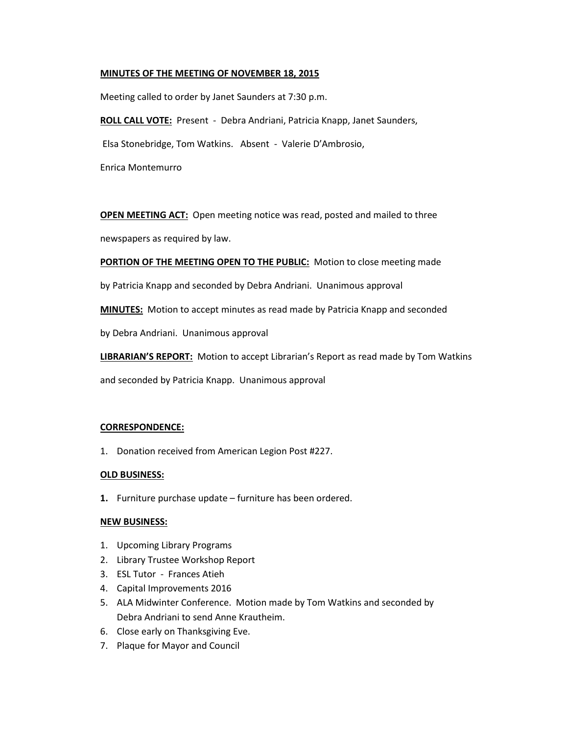**MINUTES OF THE MEETING OF NOVEMBER 18, 2015**

Meeting called to order by Janet Saunders at 7:30 p.m.

**ROLL CALL VOTE:** Present - Debra Andriani, Patricia Knapp, Janet Saunders, Elsa Stonebridge, Tom Watkins. Absent - Valerie D'Ambrosio, Enrica Montemurro

**OPEN MEETING ACT:** Open meeting notice was read, posted and mailed to three newspapers as required by law.

**PORTION OF THE MEETING OPEN TO THE PUBLIC:** Motion to close meeting made by Patricia Knapp and seconded by Debra Andriani. Unanimous approval

**MINUTES:** Motion to accept minutes as read made by Patricia Knapp and seconded by Debra Andriani. Unanimous approval

**LIBRARIAN'S REPORT:** Motion to accept Librarian's Report as read made by Tom Watkins and seconded by Patricia Knapp. Unanimous approval

**CORRESPONDENCE:**

1. Donation received from American Legion Post #227.

**OLD BUSINESS:**

1. Furniture purchase update – furniture has been ordered.

**NEW BUSINESS:**

1. Upcoming Library Programs
2. Library Trustee Workshop Report
3. ESL Tutor - Frances Atieh
4. Capital Improvements 2016
5. ALA Midwinter Conference. Motion made by Tom Watkins and seconded by Debra Andriani to send Anne Krautheim.
6. Close early on Thanksgiving Eve.
7. Plaque for Mayor and Council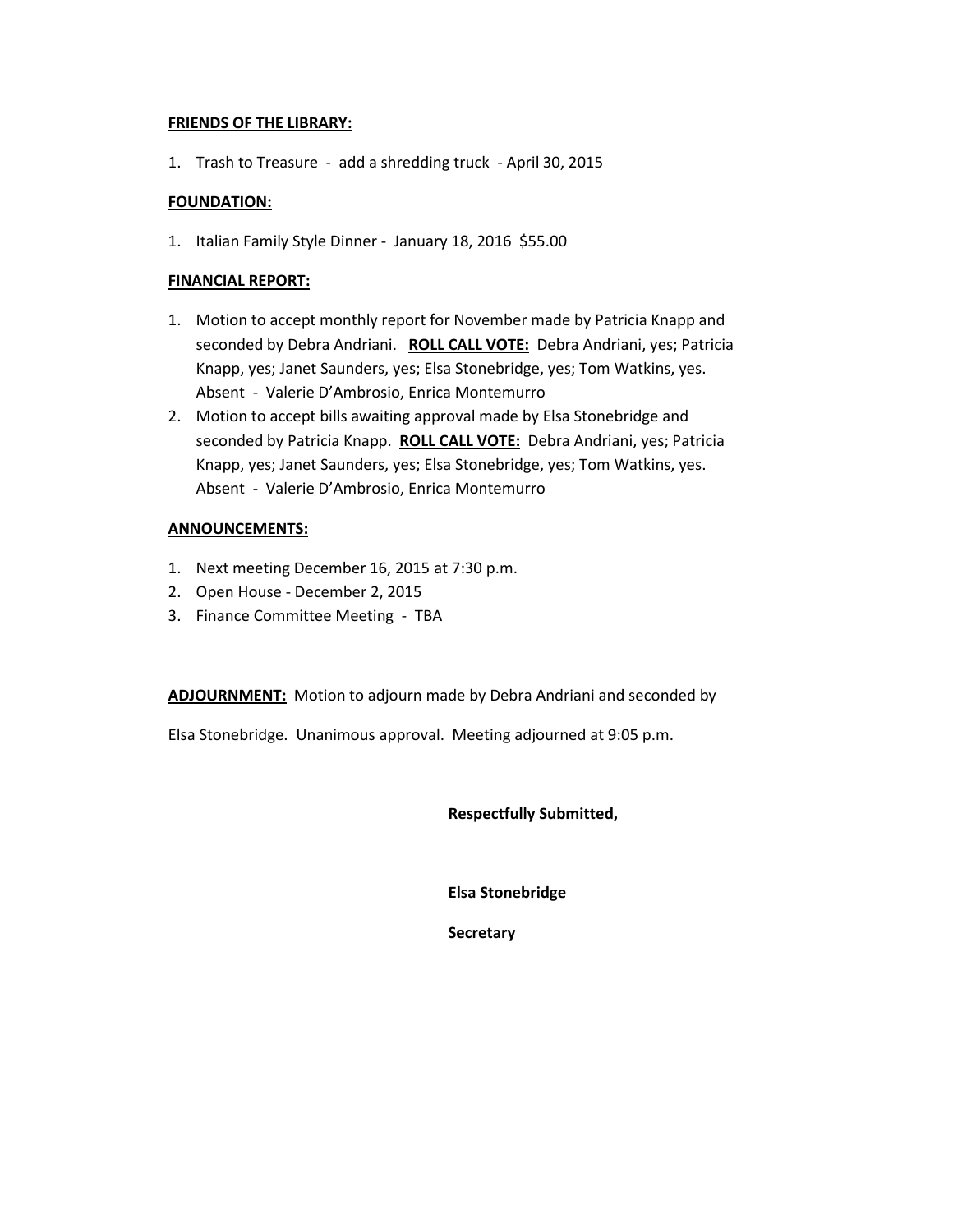**FRIENDS OF THE LIBRARY:**

1. Trash to Treasure - add a shredding truck - April 30, 2015

**FOUNDATION:**

1. Italian Family Style Dinner - January 18, 2016 $55.00

**FINANCIAL REPORT:**

1. Motion to accept monthly report for November made by Patricia Knapp and seconded by Debra Andriani. **ROLL CALL VOTE:** Debra Andriani, yes; Patricia Knapp, yes; Janet Saunders, yes; Elsa Stonebridge, yes; Tom Watkins, yes. Absent - Valerie D'Ambrosio, Enrica Montemurro
2. Motion to accept bills awaiting approval made by Elsa Stonebridge and seconded by Patricia Knapp. **ROLL CALL VOTE:** Debra Andriani, yes; Patricia Knapp, yes; Janet Saunders, yes; Elsa Stonebridge, yes; Tom Watkins, yes. Absent - Valerie D'Ambrosio, Enrica Montemurro

**ANNOUNCEMENTS:**

1. Next meeting December 16, 2015 at 7:30 p.m.
2. Open House - December 2, 2015
3. Finance Committee Meeting - TBA

**ADJOURNMENT:** Motion to adjourn made by Debra Andriani and seconded by Elsa Stonebridge. Unanimous approval. Meeting adjourned at 9:05 p.m.

**Respectfully Submitted,**

**Elsa Stonebridge**

**Secretary**